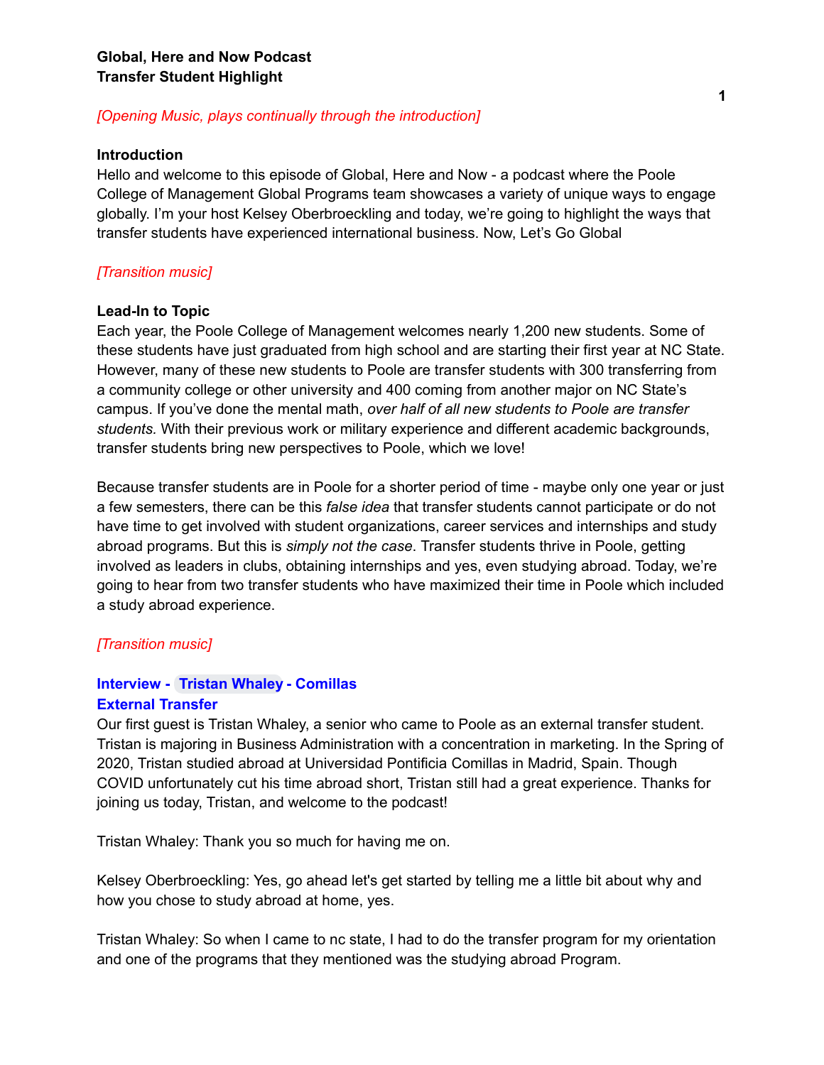**Global, Here and Now Podcast**
**Transfer Student Highlight**

*[Opening Music, plays continually through the introduction]*

**Introduction**

Hello and welcome to this episode of Global, Here and Now - a podcast where the Poole College of Management Global Programs team showcases a variety of unique ways to engage globally. I'm your host Kelsey Oberbroeckling and today, we're going to highlight the ways that transfer students have experienced international business. Now, Let's Go Global

*[Transition music]*

**Lead-In to Topic**

Each year, the Poole College of Management welcomes nearly 1,200 new students. Some of these students have just graduated from high school and are starting their first year at NC State. However, many of these new students to Poole are transfer students with 300 transferring from a community college or other university and 400 coming from another major on NC State's campus. If you've done the mental math, *over half of all new students to Poole are transfer students.* With their previous work or military experience and different academic backgrounds, transfer students bring new perspectives to Poole, which we love!

Because transfer students are in Poole for a shorter period of time - maybe only one year or just a few semesters, there can be this *false idea* that transfer students cannot participate or do not have time to get involved with student organizations, career services and internships and study abroad programs. But this is *simply not the case*. Transfer students thrive in Poole, getting involved as leaders in clubs, obtaining internships and yes, even studying abroad. Today, we're going to hear from two transfer students who have maximized their time in Poole which included a study abroad experience.

*[Transition music]*

**Interview - Tristan Whaley - Comillas**
**External Transfer**

Our first guest is Tristan Whaley, a senior who came to Poole as an external transfer student. Tristan is majoring in Business Administration with a concentration in marketing. In the Spring of 2020, Tristan studied abroad at Universidad Pontificia Comillas in Madrid, Spain. Though COVID unfortunately cut his time abroad short, Tristan still had a great experience. Thanks for joining us today, Tristan, and welcome to the podcast!

Tristan Whaley: Thank you so much for having me on.

Kelsey Oberbroeckling: Yes, go ahead let's get started by telling me a little bit about why and how you chose to study abroad at home, yes.

Tristan Whaley: So when I came to nc state, I had to do the transfer program for my orientation and one of the programs that they mentioned was the studying abroad Program.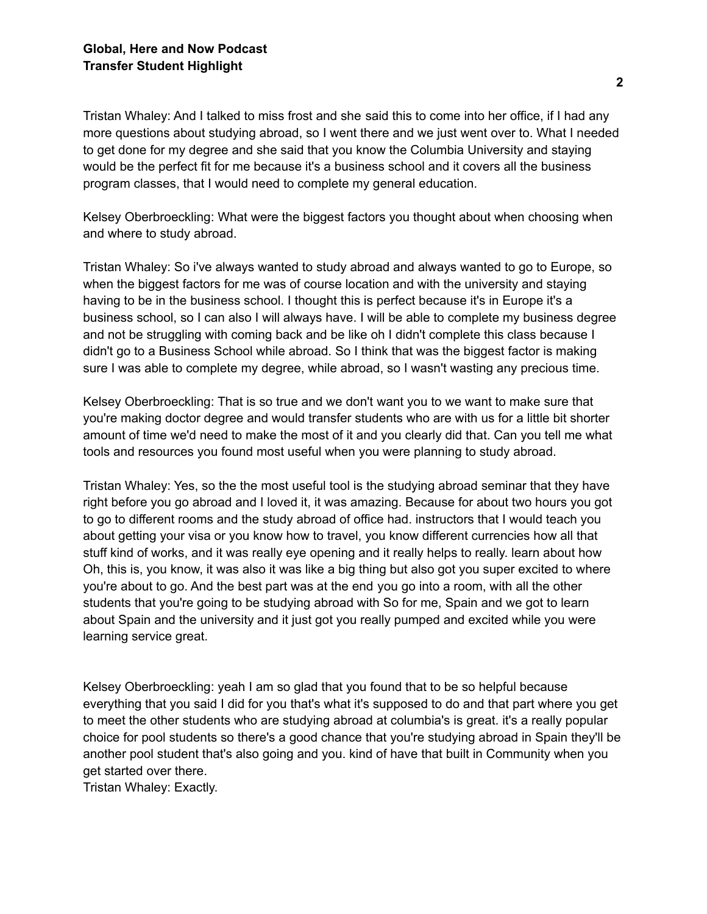Tristan Whaley: And I talked to miss frost and she said this to come into her office, if I had any more questions about studying abroad, so I went there and we just went over to. What I needed to get done for my degree and she said that you know the Columbia University and staying would be the perfect fit for me because it's a business school and it covers all the business program classes, that I would need to complete my general education.

Kelsey Oberbroeckling: What were the biggest factors you thought about when choosing when and where to study abroad.

Tristan Whaley: So i've always wanted to study abroad and always wanted to go to Europe, so when the biggest factors for me was of course location and with the university and staying having to be in the business school. I thought this is perfect because it's in Europe it's a business school, so I can also I will always have. I will be able to complete my business degree and not be struggling with coming back and be like oh I didn't complete this class because I didn't go to a Business School while abroad. So I think that was the biggest factor is making sure I was able to complete my degree, while abroad, so I wasn't wasting any precious time.

Kelsey Oberbroeckling: That is so true and we don't want you to we want to make sure that you're making doctor degree and would transfer students who are with us for a little bit shorter amount of time we'd need to make the most of it and you clearly did that. Can you tell me what tools and resources you found most useful when you were planning to study abroad.

Tristan Whaley: Yes, so the the most useful tool is the studying abroad seminar that they have right before you go abroad and I loved it, it was amazing. Because for about two hours you got to go to different rooms and the study abroad of office had. instructors that I would teach you about getting your visa or you know how to travel, you know different currencies how all that stuff kind of works, and it was really eye opening and it really helps to really. learn about how Oh, this is, you know, it was also it was like a big thing but also got you super excited to where you're about to go. And the best part was at the end you go into a room, with all the other students that you're going to be studying abroad with So for me, Spain and we got to learn about Spain and the university and it just got you really pumped and excited while you were learning service great.

Kelsey Oberbroeckling: yeah I am so glad that you found that to be so helpful because everything that you said I did for you that's what it's supposed to do and that part where you get to meet the other students who are studying abroad at columbia's is great. it's a really popular choice for pool students so there's a good chance that you're studying abroad in Spain they'll be another pool student that's also going and you. kind of have that built in Community when you get started over there.

Tristan Whaley: Exactly.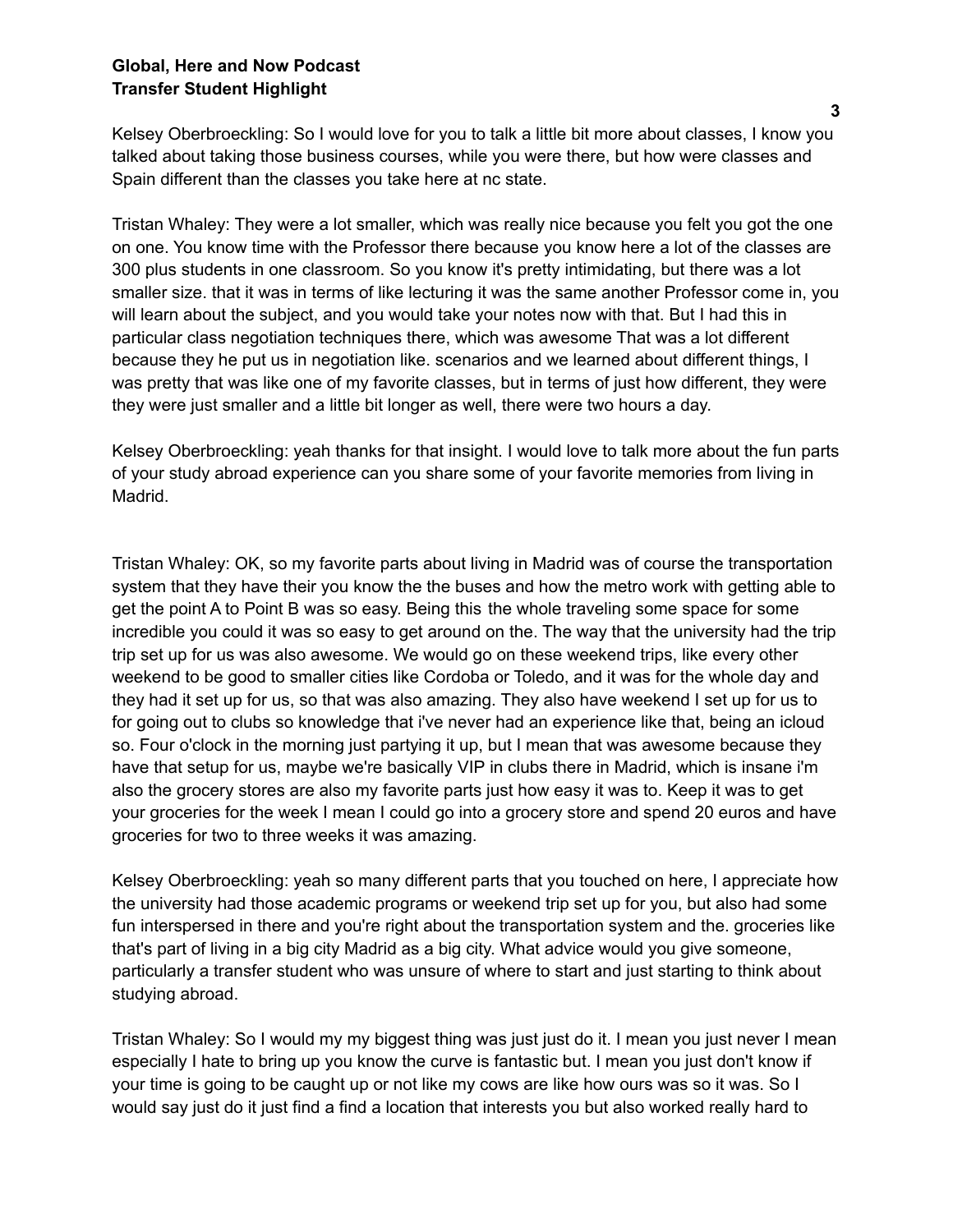Kelsey Oberbroeckling: So I would love for you to talk a little bit more about classes, I know you talked about taking those business courses, while you were there, but how were classes and Spain different than the classes you take here at nc state.

Tristan Whaley: They were a lot smaller, which was really nice because you felt you got the one on one. You know time with the Professor there because you know here a lot of the classes are 300 plus students in one classroom. So you know it's pretty intimidating, but there was a lot smaller size. that it was in terms of like lecturing it was the same another Professor come in, you will learn about the subject, and you would take your notes now with that. But I had this in particular class negotiation techniques there, which was awesome That was a lot different because they he put us in negotiation like. scenarios and we learned about different things, I was pretty that was like one of my favorite classes, but in terms of just how different, they were they were just smaller and a little bit longer as well, there were two hours a day.

Kelsey Oberbroeckling: yeah thanks for that insight. I would love to talk more about the fun parts of your study abroad experience can you share some of your favorite memories from living in Madrid.

Tristan Whaley: OK, so my favorite parts about living in Madrid was of course the transportation system that they have their you know the the buses and how the metro work with getting able to get the point A to Point B was so easy. Being this the whole traveling some space for some incredible you could it was so easy to get around on the. The way that the university had the trip trip set up for us was also awesome. We would go on these weekend trips, like every other weekend to be good to smaller cities like Cordoba or Toledo, and it was for the whole day and they had it set up for us, so that was also amazing. They also have weekend I set up for us to for going out to clubs so knowledge that i've never had an experience like that, being an icloud so. Four o'clock in the morning just partying it up, but I mean that was awesome because they have that setup for us, maybe we're basically VIP in clubs there in Madrid, which is insane i'm also the grocery stores are also my favorite parts just how easy it was to. Keep it was to get your groceries for the week I mean I could go into a grocery store and spend 20 euros and have groceries for two to three weeks it was amazing.

Kelsey Oberbroeckling: yeah so many different parts that you touched on here, I appreciate how the university had those academic programs or weekend trip set up for you, but also had some fun interspersed in there and you're right about the transportation system and the. groceries like that's part of living in a big city Madrid as a big city. What advice would you give someone, particularly a transfer student who was unsure of where to start and just starting to think about studying abroad.

Tristan Whaley: So I would my my biggest thing was just just do it. I mean you just never I mean especially I hate to bring up you know the curve is fantastic but. I mean you just don't know if your time is going to be caught up or not like my cows are like how ours was so it was. So I would say just do it just find a find a location that interests you but also worked really hard to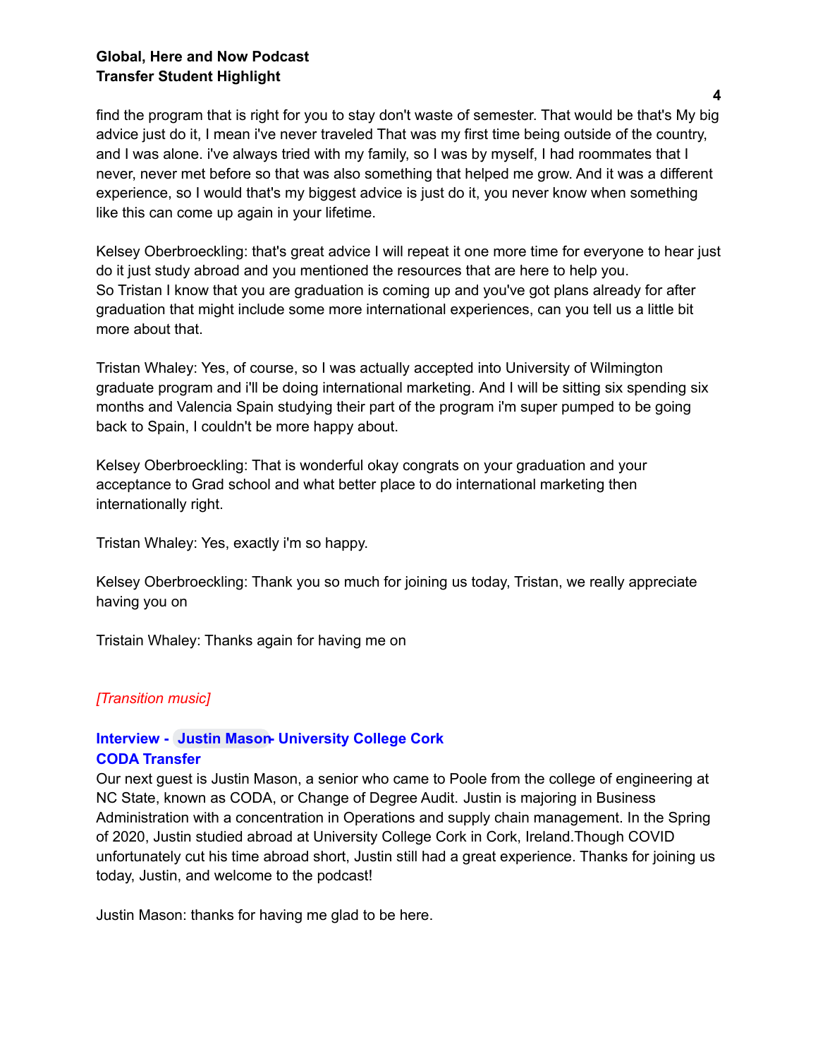find the program that is right for you to stay don't waste of semester. That would be that's My big advice just do it, I mean i've never traveled That was my first time being outside of the country, and I was alone. i've always tried with my family, so I was by myself, I had roommates that I never, never met before so that was also something that helped me grow. And it was a different experience, so I would that's my biggest advice is just do it, you never know when something like this can come up again in your lifetime.

Kelsey Oberbroeckling: that's great advice I will repeat it one more time for everyone to hear just do it just study abroad and you mentioned the resources that are here to help you.
So Tristan I know that you are graduation is coming up and you've got plans already for after graduation that might include some more international experiences, can you tell us a little bit more about that.

Tristan Whaley: Yes, of course, so I was actually accepted into University of Wilmington graduate program and i'll be doing international marketing. And I will be sitting six spending six months and Valencia Spain studying their part of the program i'm super pumped to be going back to Spain, I couldn't be more happy about.

Kelsey Oberbroeckling: That is wonderful okay congrats on your graduation and your acceptance to Grad school and what better place to do international marketing then internationally right.

Tristan Whaley: Yes, exactly i'm so happy.

Kelsey Oberbroeckling: Thank you so much for joining us today, Tristan, we really appreciate having you on

Tristain Whaley: Thanks again for having me on

*[Transition music]*

### Interview - Justin Mason- University College Cork CODA Transfer

Our next guest is Justin Mason, a senior who came to Poole from the college of engineering at NC State, known as CODA, or Change of Degree Audit. Justin is majoring in Business Administration with a concentration in Operations and supply chain management. In the Spring of 2020, Justin studied abroad at University College Cork in Cork, Ireland.Though COVID unfortunately cut his time abroad short, Justin still had a great experience. Thanks for joining us today, Justin, and welcome to the podcast!

Justin Mason: thanks for having me glad to be here.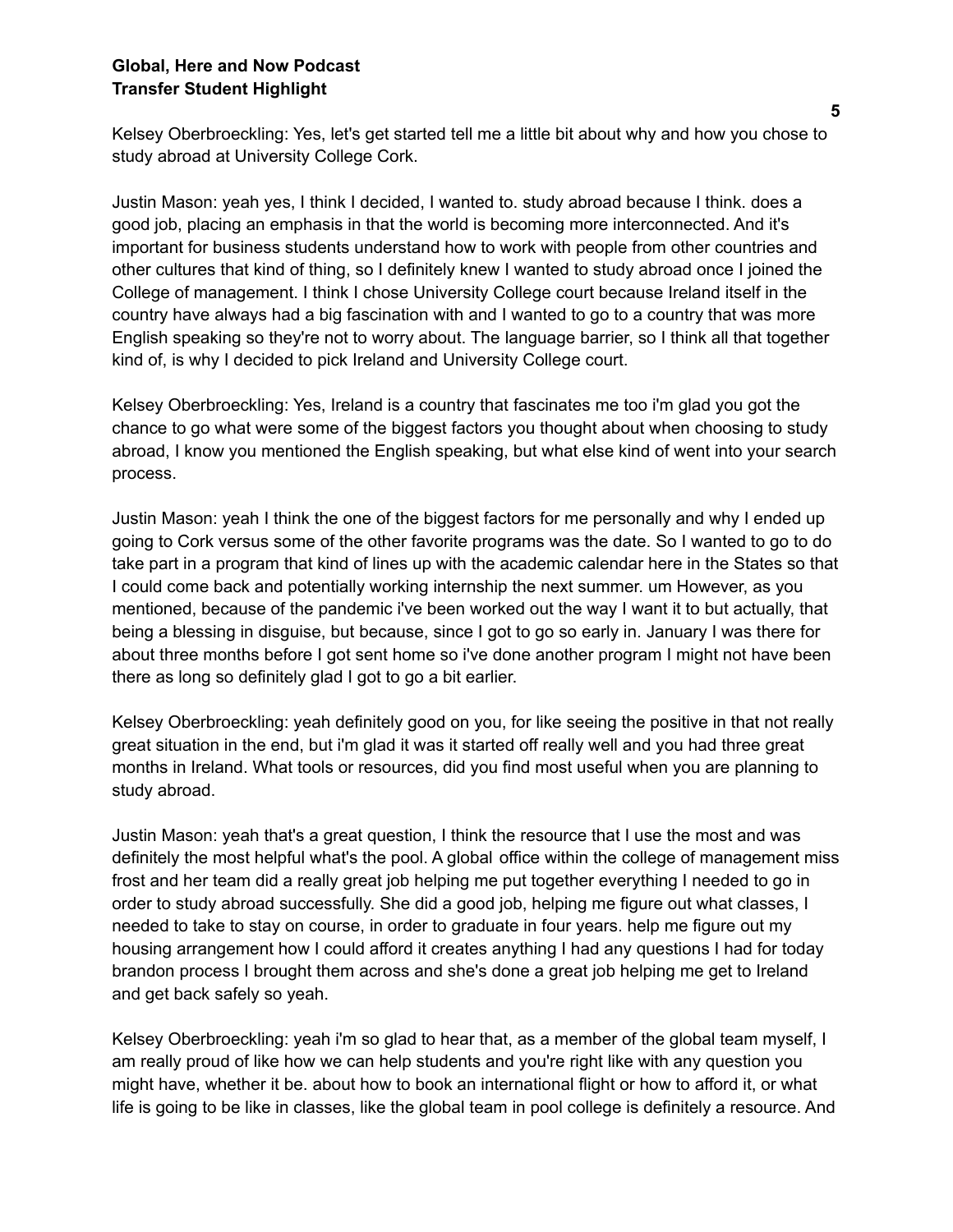Kelsey Oberbroeckling: Yes, let's get started tell me a little bit about why and how you chose to study abroad at University College Cork.

Justin Mason: yeah yes, I think I decided, I wanted to. study abroad because I think. does a good job, placing an emphasis in that the world is becoming more interconnected. And it's important for business students understand how to work with people from other countries and other cultures that kind of thing, so I definitely knew I wanted to study abroad once I joined the College of management. I think I chose University College court because Ireland itself in the country have always had a big fascination with and I wanted to go to a country that was more English speaking so they're not to worry about. The language barrier, so I think all that together kind of, is why I decided to pick Ireland and University College court.

Kelsey Oberbroeckling: Yes, Ireland is a country that fascinates me too i'm glad you got the chance to go what were some of the biggest factors you thought about when choosing to study abroad, I know you mentioned the English speaking, but what else kind of went into your search process.

Justin Mason: yeah I think the one of the biggest factors for me personally and why I ended up going to Cork versus some of the other favorite programs was the date. So I wanted to go to do take part in a program that kind of lines up with the academic calendar here in the States so that I could come back and potentially working internship the next summer. um However, as you mentioned, because of the pandemic i've been worked out the way I want it to but actually, that being a blessing in disguise, but because, since I got to go so early in. January I was there for about three months before I got sent home so i've done another program I might not have been there as long so definitely glad I got to go a bit earlier.

Kelsey Oberbroeckling: yeah definitely good on you, for like seeing the positive in that not really great situation in the end, but i'm glad it was it started off really well and you had three great months in Ireland. What tools or resources, did you find most useful when you are planning to study abroad.

Justin Mason: yeah that's a great question, I think the resource that I use the most and was definitely the most helpful what's the pool. A global office within the college of management miss frost and her team did a really great job helping me put together everything I needed to go in order to study abroad successfully. She did a good job, helping me figure out what classes, I needed to take to stay on course, in order to graduate in four years. help me figure out my housing arrangement how I could afford it creates anything I had any questions I had for today brandon process I brought them across and she's done a great job helping me get to Ireland and get back safely so yeah.

Kelsey Oberbroeckling: yeah i'm so glad to hear that, as a member of the global team myself, I am really proud of like how we can help students and you're right like with any question you might have, whether it be. about how to book an international flight or how to afford it, or what life is going to be like in classes, like the global team in pool college is definitely a resource. And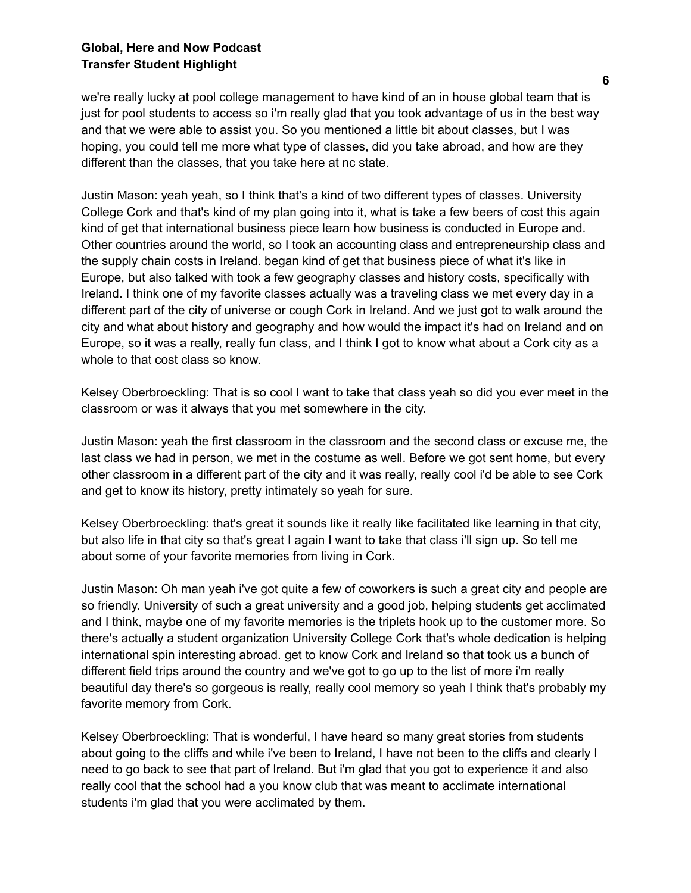we're really lucky at pool college management to have kind of an in house global team that is just for pool students to access so i'm really glad that you took advantage of us in the best way and that we were able to assist you. So you mentioned a little bit about classes, but I was hoping, you could tell me more what type of classes, did you take abroad, and how are they different than the classes, that you take here at nc state.

Justin Mason: yeah yeah, so I think that's a kind of two different types of classes. University College Cork and that's kind of my plan going into it, what is take a few beers of cost this again kind of get that international business piece learn how business is conducted in Europe and. Other countries around the world, so I took an accounting class and entrepreneurship class and the supply chain costs in Ireland. began kind of get that business piece of what it's like in Europe, but also talked with took a few geography classes and history costs, specifically with Ireland. I think one of my favorite classes actually was a traveling class we met every day in a different part of the city of universe or cough Cork in Ireland. And we just got to walk around the city and what about history and geography and how would the impact it's had on Ireland and on Europe, so it was a really, really fun class, and I think I got to know what about a Cork city as a whole to that cost class so know.

Kelsey Oberbroeckling: That is so cool I want to take that class yeah so did you ever meet in the classroom or was it always that you met somewhere in the city.

Justin Mason: yeah the first classroom in the classroom and the second class or excuse me, the last class we had in person, we met in the costume as well. Before we got sent home, but every other classroom in a different part of the city and it was really, really cool i'd be able to see Cork and get to know its history, pretty intimately so yeah for sure.

Kelsey Oberbroeckling: that's great it sounds like it really like facilitated like learning in that city, but also life in that city so that's great I again I want to take that class i'll sign up. So tell me about some of your favorite memories from living in Cork.

Justin Mason: Oh man yeah i've got quite a few of coworkers is such a great city and people are so friendly. University of such a great university and a good job, helping students get acclimated and I think, maybe one of my favorite memories is the triplets hook up to the customer more. So there's actually a student organization University College Cork that's whole dedication is helping international spin interesting abroad. get to know Cork and Ireland so that took us a bunch of different field trips around the country and we've got to go up to the list of more i'm really beautiful day there's so gorgeous is really, really cool memory so yeah I think that's probably my favorite memory from Cork.

Kelsey Oberbroeckling: That is wonderful, I have heard so many great stories from students about going to the cliffs and while i've been to Ireland, I have not been to the cliffs and clearly I need to go back to see that part of Ireland. But i'm glad that you got to experience it and also really cool that the school had a you know club that was meant to acclimate international students i'm glad that you were acclimated by them.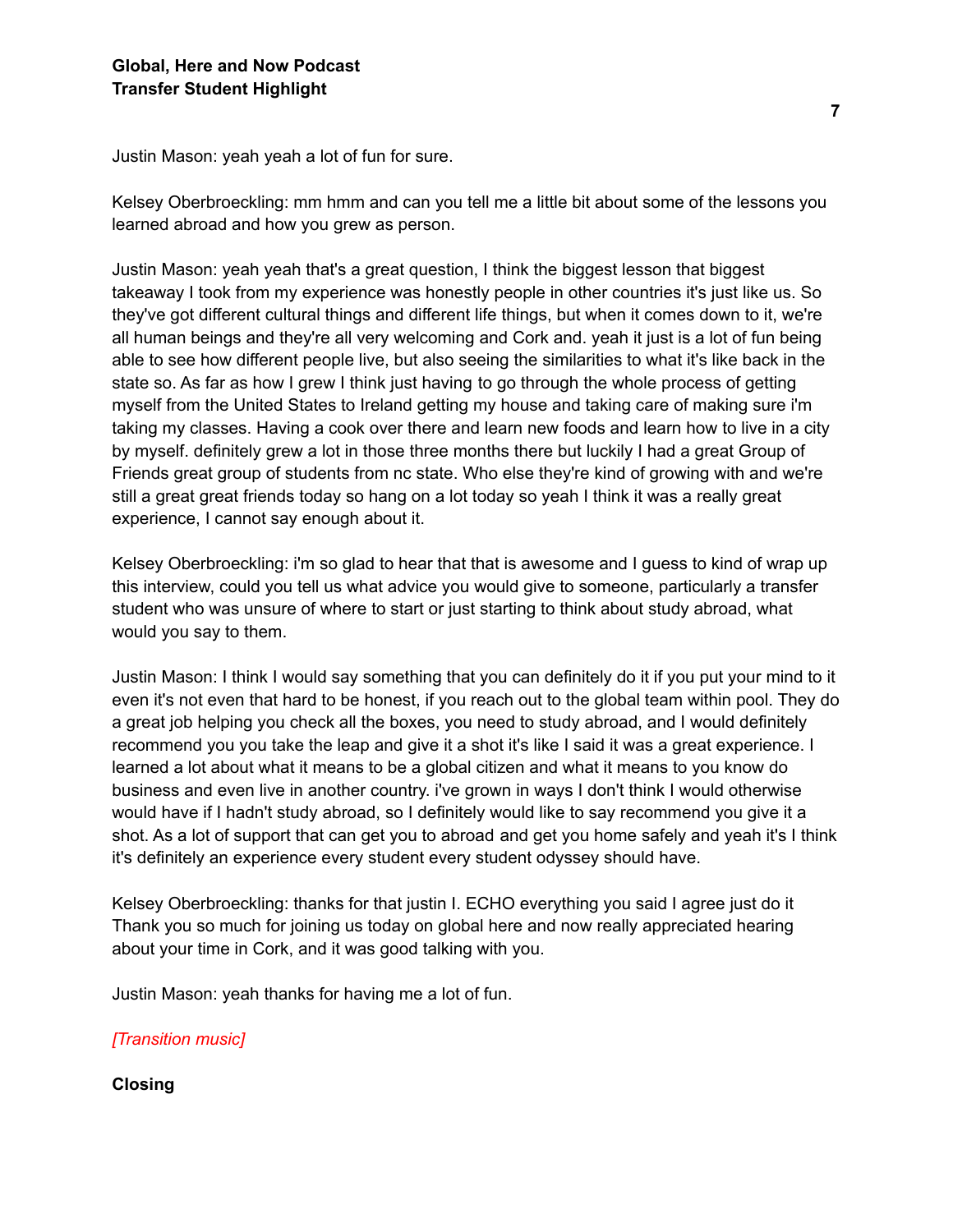Justin Mason: yeah yeah a lot of fun for sure.

Kelsey Oberbroeckling: mm hmm and can you tell me a little bit about some of the lessons you learned abroad and how you grew as person.

Justin Mason: yeah yeah that's a great question, I think the biggest lesson that biggest takeaway I took from my experience was honestly people in other countries it's just like us. So they've got different cultural things and different life things, but when it comes down to it, we're all human beings and they're all very welcoming and Cork and. yeah it just is a lot of fun being able to see how different people live, but also seeing the similarities to what it's like back in the state so. As far as how I grew I think just having to go through the whole process of getting myself from the United States to Ireland getting my house and taking care of making sure i'm taking my classes. Having a cook over there and learn new foods and learn how to live in a city by myself. definitely grew a lot in those three months there but luckily I had a great Group of Friends great group of students from nc state. Who else they're kind of growing with and we're still a great great friends today so hang on a lot today so yeah I think it was a really great experience, I cannot say enough about it.

Kelsey Oberbroeckling: i'm so glad to hear that that is awesome and I guess to kind of wrap up this interview, could you tell us what advice you would give to someone, particularly a transfer student who was unsure of where to start or just starting to think about study abroad, what would you say to them.

Justin Mason: I think I would say something that you can definitely do it if you put your mind to it even it's not even that hard to be honest, if you reach out to the global team within pool. They do a great job helping you check all the boxes, you need to study abroad, and I would definitely recommend you you take the leap and give it a shot it's like I said it was a great experience. I learned a lot about what it means to be a global citizen and what it means to you know do business and even live in another country. i've grown in ways I don't think I would otherwise would have if I hadn't study abroad, so I definitely would like to say recommend you give it a shot. As a lot of support that can get you to abroad and get you home safely and yeah it's I think it's definitely an experience every student every student odyssey should have.

Kelsey Oberbroeckling: thanks for that justin I. ECHO everything you said I agree just do it Thank you so much for joining us today on global here and now really appreciated hearing about your time in Cork, and it was good talking with you.

Justin Mason: yeah thanks for having me a lot of fun.

*[Transition music]*

**Closing**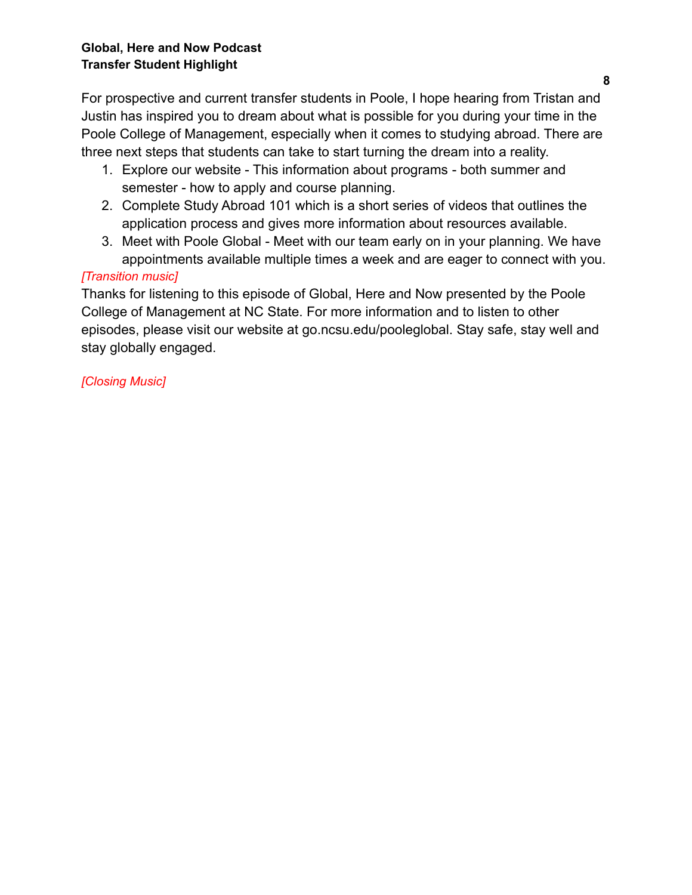For prospective and current transfer students in Poole, I hope hearing from Tristan and Justin has inspired you to dream about what is possible for you during your time in the Poole College of Management, especially when it comes to studying abroad. There are three next steps that students can take to start turning the dream into a reality.

1. Explore our website - This information about programs - both summer and semester - how to apply and course planning.
2. Complete Study Abroad 101 which is a short series of videos that outlines the application process and gives more information about resources available.
3. Meet with Poole Global - Meet with our team early on in your planning. We have appointments available multiple times a week and are eager to connect with you.

*[Transition music]*

Thanks for listening to this episode of Global, Here and Now presented by the Poole College of Management at NC State. For more information and to listen to other episodes, please visit our website at go.ncsu.edu/pooleglobal. Stay safe, stay well and stay globally engaged.

*[Closing Music]*